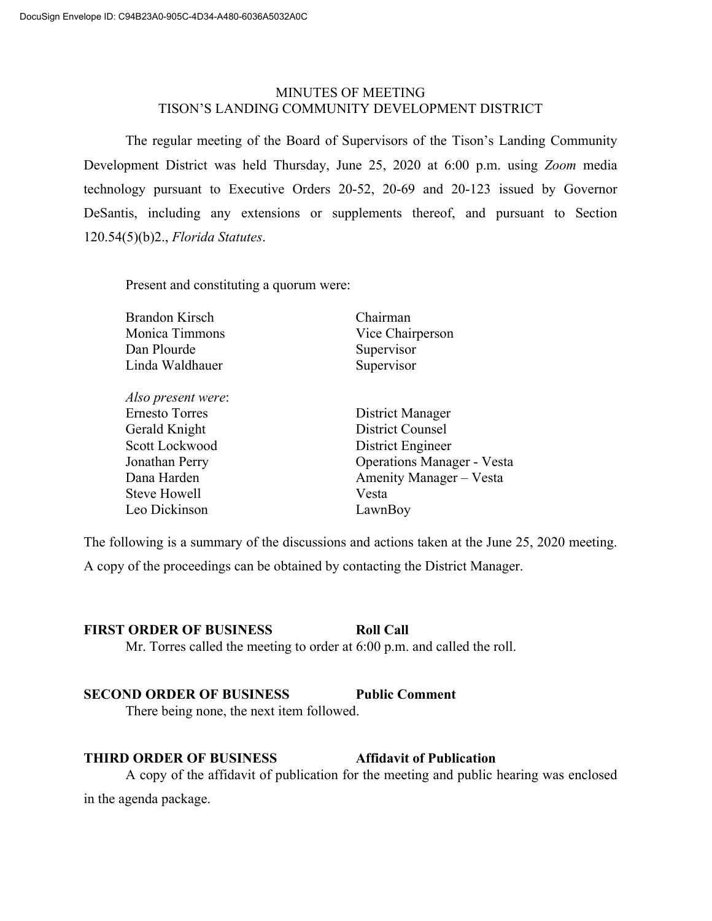DocuSign Envelope ID: C94B23A0-905C-4D34-A480-6036A5032A0C

# MINUTES OF MEETING
# TISON'S LANDING COMMUNITY DEVELOPMENT DISTRICT

The regular meeting of the Board of Supervisors of the Tison's Landing Community Development District was held Thursday, June 25, 2020 at 6:00 p.m. using *Zoom* media technology pursuant to Executive Orders 20-52, 20-69 and 20-123 issued by Governor DeSantis, including any extensions or supplements thereof, and pursuant to Section 120.54(5)(b)2., *Florida Statutes*.

Present and constituting a quorum were:

| | |
|---|---|
| Brandon Kirsch | Chairman |
| Monica Timmons | Vice Chairperson |
| Dan Plourde | Supervisor |
| Linda Waldhauer | Supervisor |

*Also present were*:

| | |
|---|---|
| Ernesto Torres | District Manager |
| Gerald Knight | District Counsel |
| Scott Lockwood | District Engineer |
| Jonathan Perry | Operations Manager - Vesta |
| Dana Harden | Amenity Manager – Vesta |
| Steve Howell | Vesta |
| Leo Dickinson | LawnBoy |

The following is a summary of the discussions and actions taken at the June 25, 2020 meeting. A copy of the proceedings can be obtained by contacting the District Manager.

**FIRST ORDER OF BUSINESS** **Roll Call**

Mr. Torres called the meeting to order at 6:00 p.m. and called the roll.

**SECOND ORDER OF BUSINESS** **Public Comment**

There being none, the next item followed.

**THIRD ORDER OF BUSINESS** **Affidavit of Publication**

A copy of the affidavit of publication for the meeting and public hearing was enclosed in the agenda package.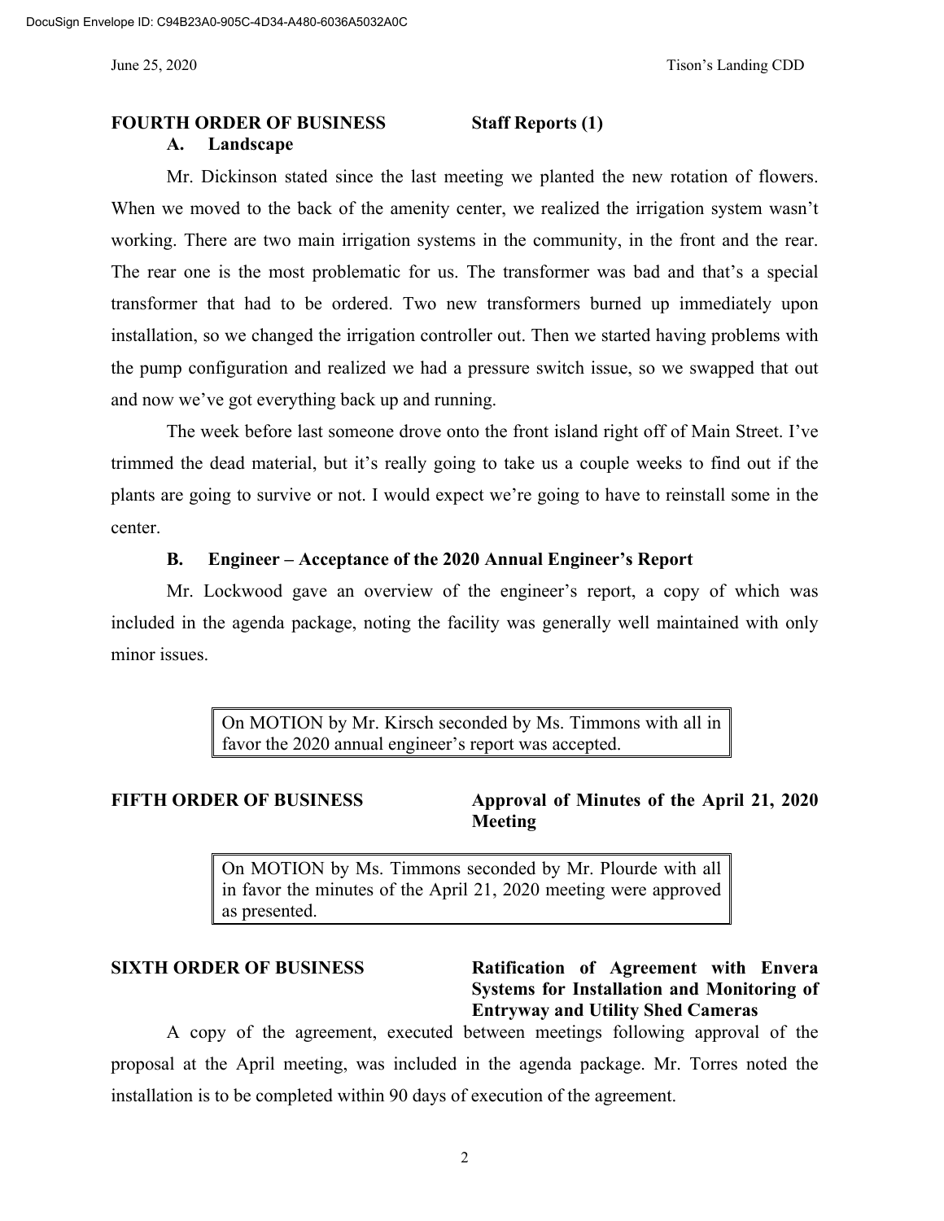**FOURTH ORDER OF BUSINESS** **Staff Reports (1)**

**A. Landscape**

Mr. Dickinson stated since the last meeting we planted the new rotation of flowers. When we moved to the back of the amenity center, we realized the irrigation system wasn't working. There are two main irrigation systems in the community, in the front and the rear. The rear one is the most problematic for us. The transformer was bad and that's a special transformer that had to be ordered. Two new transformers burned up immediately upon installation, so we changed the irrigation controller out. Then we started having problems with the pump configuration and realized we had a pressure switch issue, so we swapped that out and now we've got everything back up and running.

The week before last someone drove onto the front island right off of Main Street. I've trimmed the dead material, but it's really going to take us a couple weeks to find out if the plants are going to survive or not. I would expect we're going to have to reinstall some in the center.

**B. Engineer – Acceptance of the 2020 Annual Engineer's Report**

Mr. Lockwood gave an overview of the engineer's report, a copy of which was included in the agenda package, noting the facility was generally well maintained with only minor issues.

> On MOTION by Mr. Kirsch seconded by Ms. Timmons with all in favor the 2020 annual engineer's report was accepted.

**FIFTH ORDER OF BUSINESS** **Approval of Minutes of the April 21, 2020 Meeting**

> On MOTION by Ms. Timmons seconded by Mr. Plourde with all in favor the minutes of the April 21, 2020 meeting were approved as presented.

**SIXTH ORDER OF BUSINESS** **Ratification of Agreement with Envera Systems for Installation and Monitoring of Entryway and Utility Shed Cameras**

A copy of the agreement, executed between meetings following approval of the proposal at the April meeting, was included in the agenda package. Mr. Torres noted the installation is to be completed within 90 days of execution of the agreement.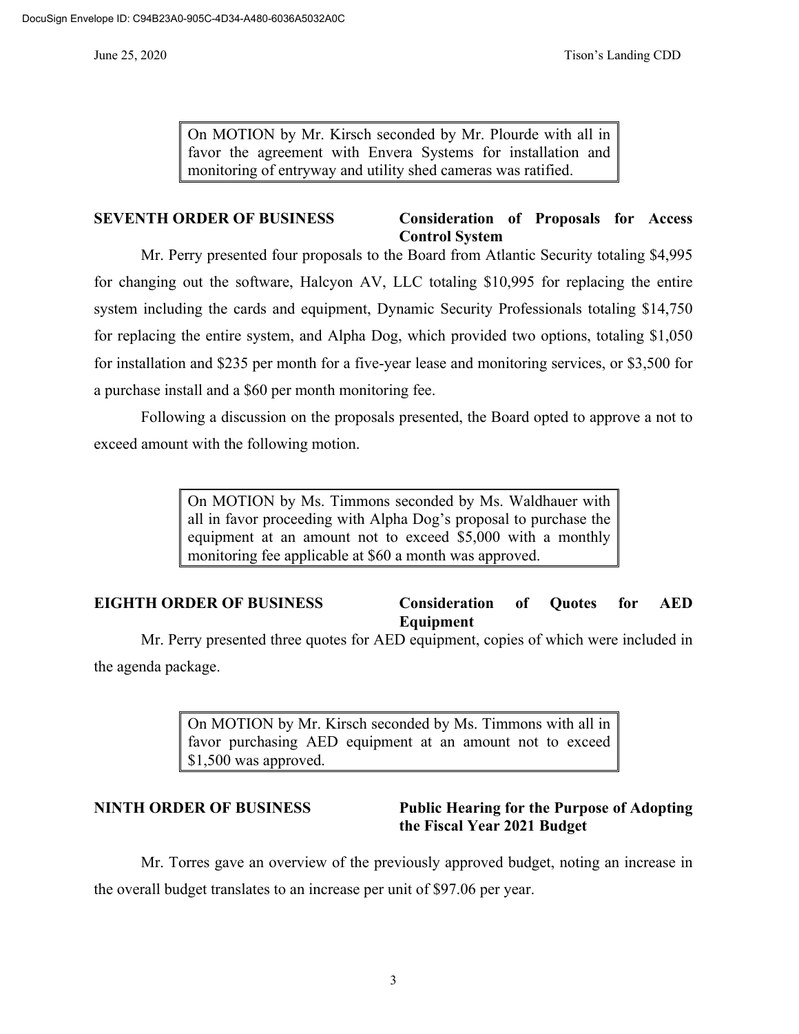On MOTION by Mr. Kirsch seconded by Mr. Plourde with all in favor the agreement with Envera Systems for installation and monitoring of entryway and utility shed cameras was ratified.

**SEVENTH ORDER OF BUSINESS** **Consideration of Proposals for Access Control System**

Mr. Perry presented four proposals to the Board from Atlantic Security totaling $4,995 for changing out the software, Halcyon AV, LLC totaling $10,995 for replacing the entire system including the cards and equipment, Dynamic Security Professionals totaling $14,750 for replacing the entire system, and Alpha Dog, which provided two options, totaling $1,050 for installation and $235 per month for a five-year lease and monitoring services, or $3,500 for a purchase install and a $60 per month monitoring fee.

Following a discussion on the proposals presented, the Board opted to approve a not to exceed amount with the following motion.

On MOTION by Ms. Timmons seconded by Ms. Waldhauer with all in favor proceeding with Alpha Dog's proposal to purchase the equipment at an amount not to exceed $5,000 with a monthly monitoring fee applicable at $60 a month was approved.

**EIGHTH ORDER OF BUSINESS** **Consideration of Quotes for AED Equipment**

Mr. Perry presented three quotes for AED equipment, copies of which were included in the agenda package.

On MOTION by Mr. Kirsch seconded by Ms. Timmons with all in favor purchasing AED equipment at an amount not to exceed $1,500 was approved.

**NINTH ORDER OF BUSINESS** **Public Hearing for the Purpose of Adopting the Fiscal Year 2021 Budget**

Mr. Torres gave an overview of the previously approved budget, noting an increase in the overall budget translates to an increase per unit of $97.06 per year.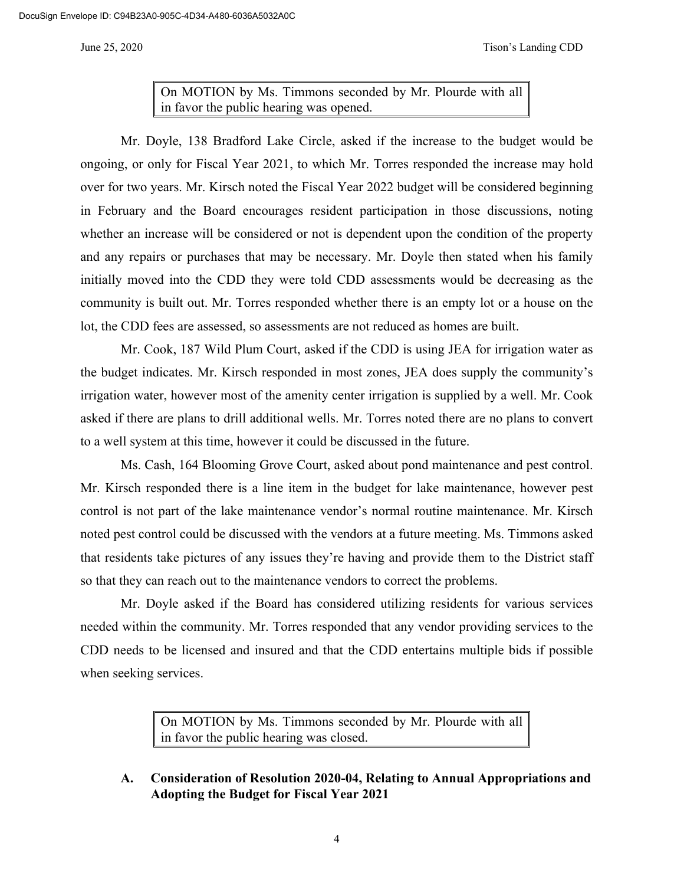On MOTION by Ms. Timmons seconded by Mr. Plourde with all in favor the public hearing was opened.

Mr. Doyle, 138 Bradford Lake Circle, asked if the increase to the budget would be ongoing, or only for Fiscal Year 2021, to which Mr. Torres responded the increase may hold over for two years. Mr. Kirsch noted the Fiscal Year 2022 budget will be considered beginning in February and the Board encourages resident participation in those discussions, noting whether an increase will be considered or not is dependent upon the condition of the property and any repairs or purchases that may be necessary. Mr. Doyle then stated when his family initially moved into the CDD they were told CDD assessments would be decreasing as the community is built out. Mr. Torres responded whether there is an empty lot or a house on the lot, the CDD fees are assessed, so assessments are not reduced as homes are built.

Mr. Cook, 187 Wild Plum Court, asked if the CDD is using JEA for irrigation water as the budget indicates. Mr. Kirsch responded in most zones, JEA does supply the community's irrigation water, however most of the amenity center irrigation is supplied by a well. Mr. Cook asked if there are plans to drill additional wells. Mr. Torres noted there are no plans to convert to a well system at this time, however it could be discussed in the future.

Ms. Cash, 164 Blooming Grove Court, asked about pond maintenance and pest control. Mr. Kirsch responded there is a line item in the budget for lake maintenance, however pest control is not part of the lake maintenance vendor's normal routine maintenance. Mr. Kirsch noted pest control could be discussed with the vendors at a future meeting. Ms. Timmons asked that residents take pictures of any issues they're having and provide them to the District staff so that they can reach out to the maintenance vendors to correct the problems.

Mr. Doyle asked if the Board has considered utilizing residents for various services needed within the community. Mr. Torres responded that any vendor providing services to the CDD needs to be licensed and insured and that the CDD entertains multiple bids if possible when seeking services.

On MOTION by Ms. Timmons seconded by Mr. Plourde with all in favor the public hearing was closed.

**A. Consideration of Resolution 2020-04, Relating to Annual Appropriations and Adopting the Budget for Fiscal Year 2021**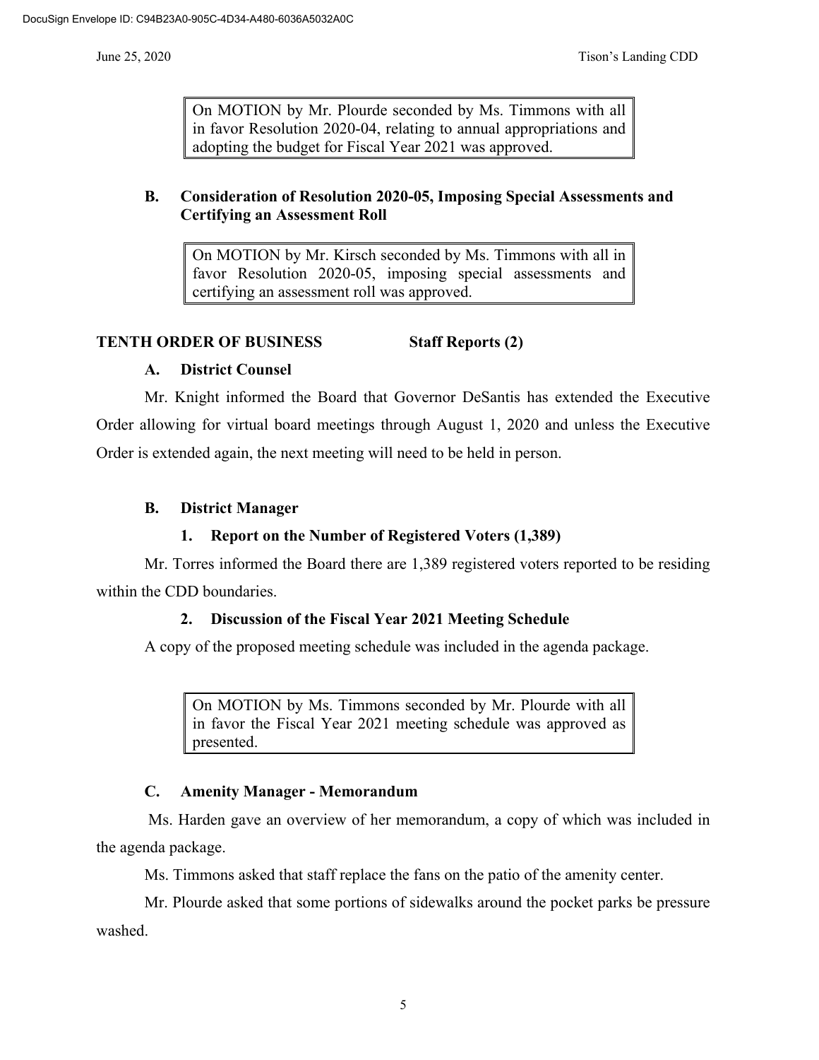> On MOTION by Mr. Plourde seconded by Ms. Timmons with all in favor Resolution 2020-04, relating to annual appropriations and adopting the budget for Fiscal Year 2021 was approved.

**B. Consideration of Resolution 2020-05, Imposing Special Assessments and Certifying an Assessment Roll**

> On MOTION by Mr. Kirsch seconded by Ms. Timmons with all in favor Resolution 2020-05, imposing special assessments and certifying an assessment roll was approved.

**TENTH ORDER OF BUSINESS Staff Reports (2)**

**A. District Counsel**

Mr. Knight informed the Board that Governor DeSantis has extended the Executive Order allowing for virtual board meetings through August 1, 2020 and unless the Executive Order is extended again, the next meeting will need to be held in person.

**B. District Manager**

**1. Report on the Number of Registered Voters (1,389)**

Mr. Torres informed the Board there are 1,389 registered voters reported to be residing within the CDD boundaries.

**2. Discussion of the Fiscal Year 2021 Meeting Schedule**

A copy of the proposed meeting schedule was included in the agenda package.

> On MOTION by Ms. Timmons seconded by Mr. Plourde with all in favor the Fiscal Year 2021 meeting schedule was approved as presented.

**C. Amenity Manager - Memorandum**

Ms. Harden gave an overview of her memorandum, a copy of which was included in the agenda package.

Ms. Timmons asked that staff replace the fans on the patio of the amenity center.

Mr. Plourde asked that some portions of sidewalks around the pocket parks be pressure washed.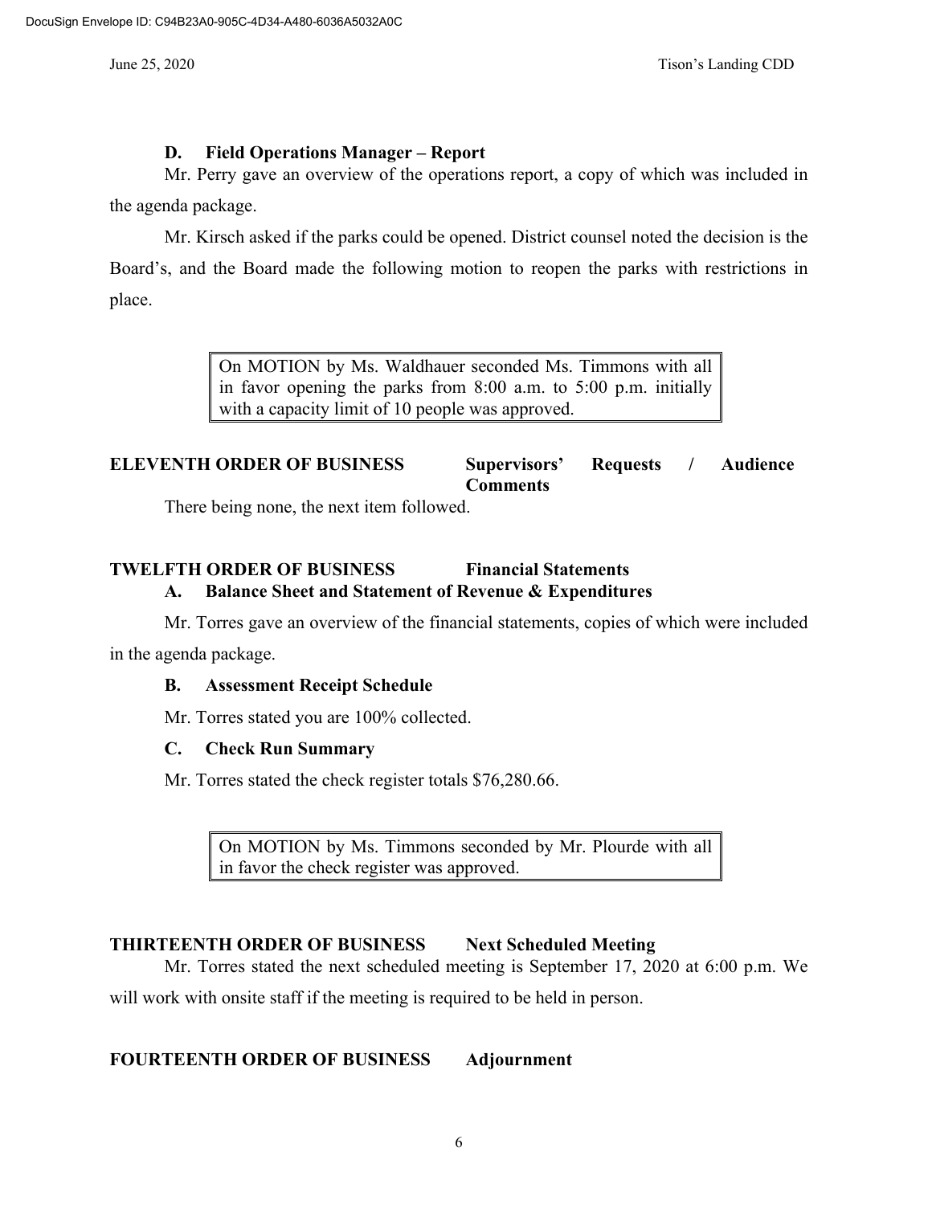**D. Field Operations Manager – Report**

Mr. Perry gave an overview of the operations report, a copy of which was included in the agenda package.

Mr. Kirsch asked if the parks could be opened. District counsel noted the decision is the Board's, and the Board made the following motion to reopen the parks with restrictions in place.

> On MOTION by Ms. Waldhauer seconded Ms. Timmons with all in favor opening the parks from 8:00 a.m. to 5:00 p.m. initially with a capacity limit of 10 people was approved.

**ELEVENTH ORDER OF BUSINESS — Supervisors' Requests / Audience Comments**

There being none, the next item followed.

**TWELFTH ORDER OF BUSINESS — Financial Statements**

**A. Balance Sheet and Statement of Revenue & Expenditures**

Mr. Torres gave an overview of the financial statements, copies of which were included in the agenda package.

**B. Assessment Receipt Schedule**

Mr. Torres stated you are 100% collected.

**C. Check Run Summary**

Mr. Torres stated the check register totals $76,280.66.

> On MOTION by Ms. Timmons seconded by Mr. Plourde with all in favor the check register was approved.

**THIRTEENTH ORDER OF BUSINESS — Next Scheduled Meeting**

Mr. Torres stated the next scheduled meeting is September 17, 2020 at 6:00 p.m. We will work with onsite staff if the meeting is required to be held in person.

**FOURTEENTH ORDER OF BUSINESS — Adjournment**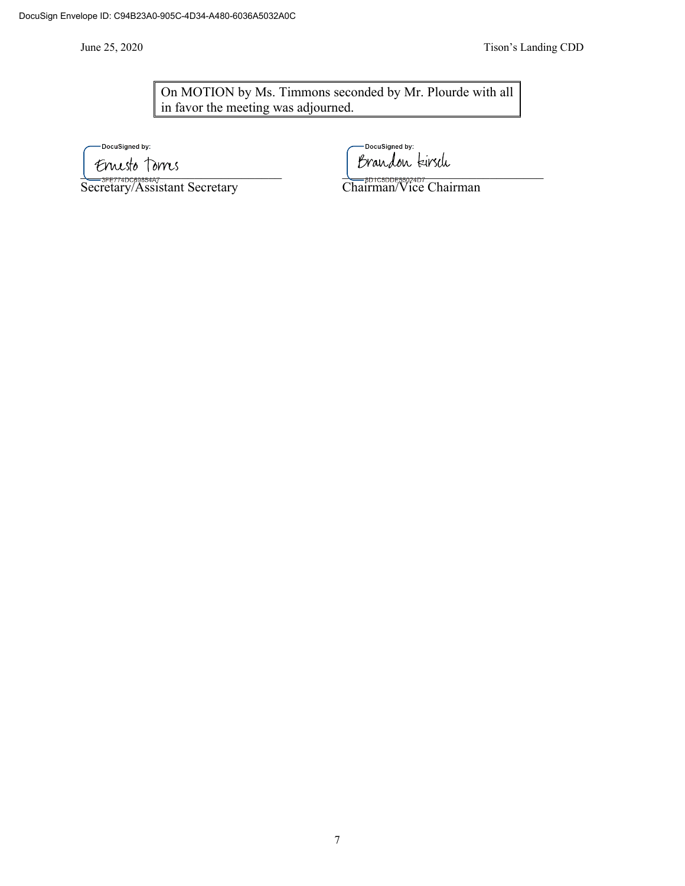On MOTION by Ms. Timmons seconded by Mr. Plourde with all in favor the meeting was adjourned.

| | |
|---|---|
| DocuSigned by: Ernesto Torres | DocuSigned by: Brandon Kirsch |
| 3FE774DC69854A7 | 8D1C5DDE55024D7 |
| Secretary/Assistant Secretary | Chairman/Vice Chairman |